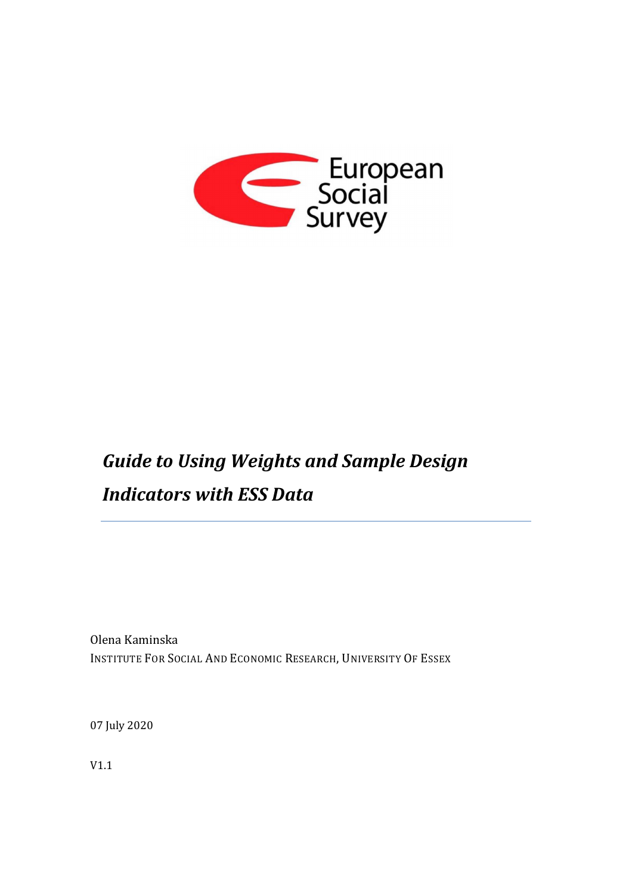European Social Survey

# *Guide to Using Weights and Sample Design Indicators with ESS Data*

---

Olena Kaminska

INSTITUTE FOR SOCIAL AND ECONOMIC RESEARCH, UNIVERSITY OF ESSEX

07 July 2020

V1.1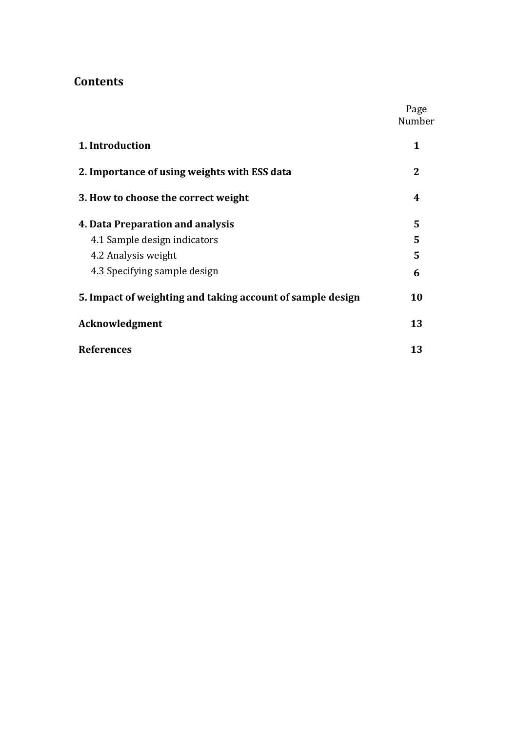## Contents

| | Page Number |
|---|---|
| **1. Introduction** | **1** |
| **2. Importance of using weights with ESS data** | **2** |
| **3. How to choose the correct weight** | **4** |
| **4. Data Preparation and analysis** | **5** |
| 4.1 Sample design indicators | **5** |
| 4.2 Analysis weight | **5** |
| 4.3 Specifying sample design | **6** |
| **5. Impact of weighting and taking account of sample design** | **10** |
| **Acknowledgment** | **13** |
| **References** | **13** |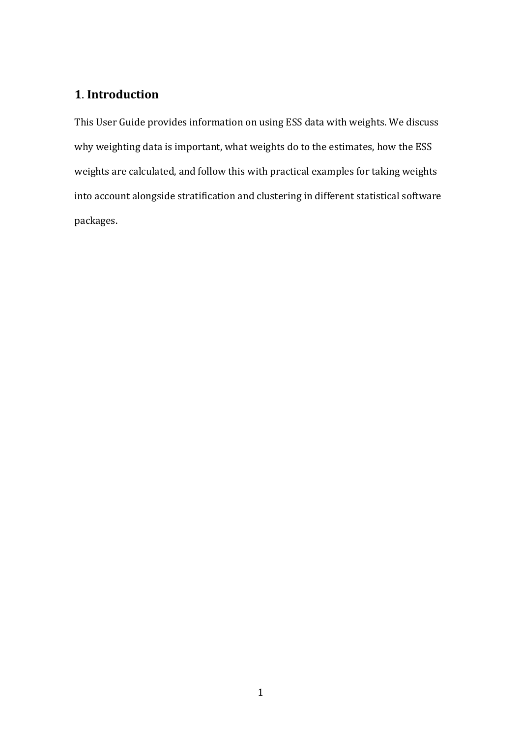## 1. Introduction

This User Guide provides information on using ESS data with weights. We discuss why weighting data is important, what weights do to the estimates, how the ESS weights are calculated, and follow this with practical examples for taking weights into account alongside stratification and clustering in different statistical software packages.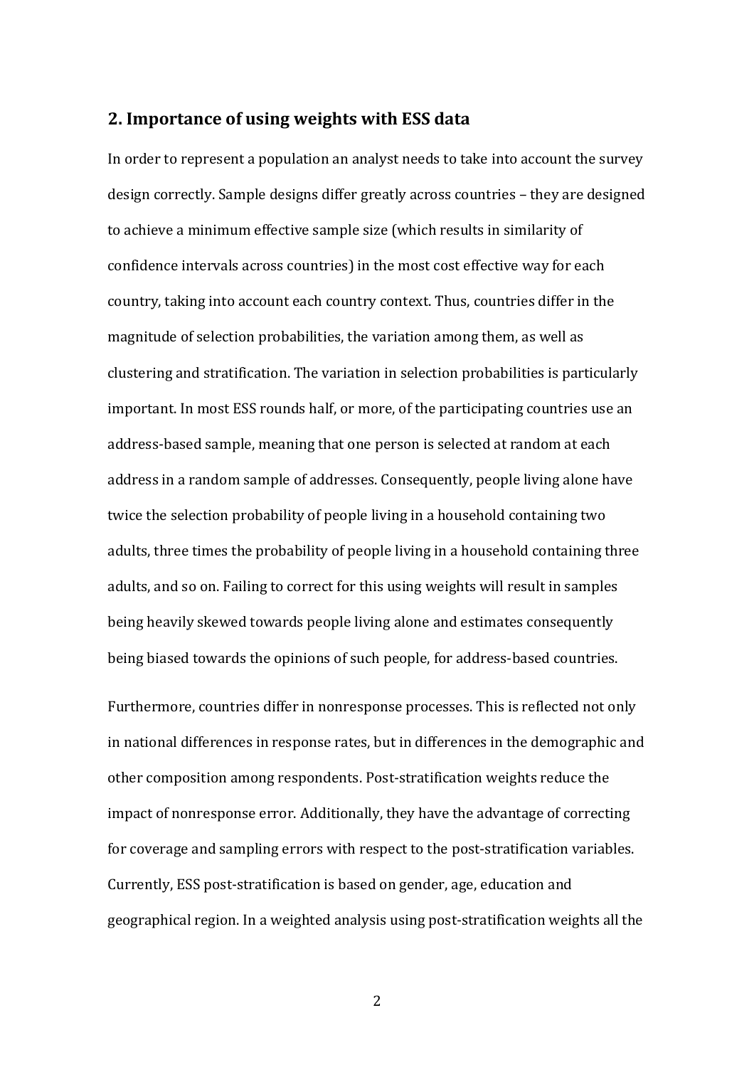## 2. Importance of using weights with ESS data

In order to represent a population an analyst needs to take into account the survey design correctly. Sample designs differ greatly across countries – they are designed to achieve a minimum effective sample size (which results in similarity of confidence intervals across countries) in the most cost effective way for each country, taking into account each country context. Thus, countries differ in the magnitude of selection probabilities, the variation among them, as well as clustering and stratification. The variation in selection probabilities is particularly important. In most ESS rounds half, or more, of the participating countries use an address-based sample, meaning that one person is selected at random at each address in a random sample of addresses. Consequently, people living alone have twice the selection probability of people living in a household containing two adults, three times the probability of people living in a household containing three adults, and so on. Failing to correct for this using weights will result in samples being heavily skewed towards people living alone and estimates consequently being biased towards the opinions of such people, for address-based countries.

Furthermore, countries differ in nonresponse processes. This is reflected not only in national differences in response rates, but in differences in the demographic and other composition among respondents. Post-stratification weights reduce the impact of nonresponse error. Additionally, they have the advantage of correcting for coverage and sampling errors with respect to the post-stratification variables. Currently, ESS post-stratification is based on gender, age, education and geographical region. In a weighted analysis using post-stratification weights all the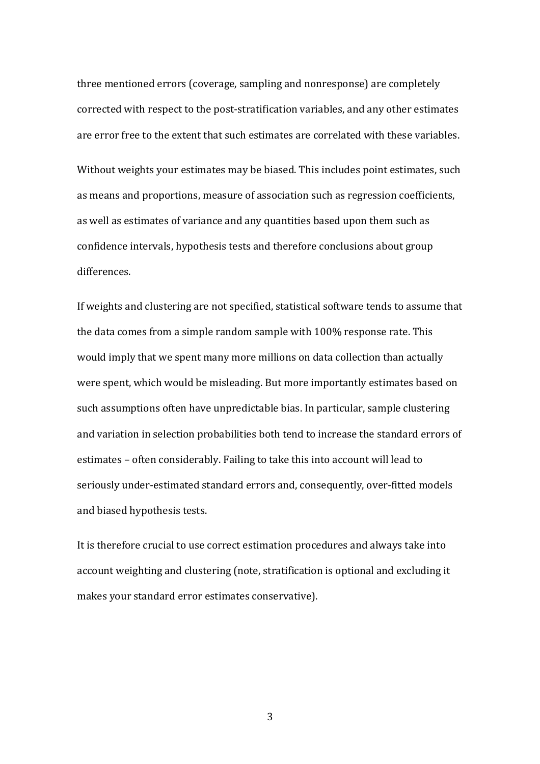three mentioned errors (coverage, sampling and nonresponse) are completely corrected with respect to the post-stratification variables, and any other estimates are error free to the extent that such estimates are correlated with these variables.

Without weights your estimates may be biased. This includes point estimates, such as means and proportions, measure of association such as regression coefficients, as well as estimates of variance and any quantities based upon them such as confidence intervals, hypothesis tests and therefore conclusions about group differences.

If weights and clustering are not specified, statistical software tends to assume that the data comes from a simple random sample with 100% response rate. This would imply that we spent many more millions on data collection than actually were spent, which would be misleading. But more importantly estimates based on such assumptions often have unpredictable bias. In particular, sample clustering and variation in selection probabilities both tend to increase the standard errors of estimates – often considerably. Failing to take this into account will lead to seriously under-estimated standard errors and, consequently, over-fitted models and biased hypothesis tests.

It is therefore crucial to use correct estimation procedures and always take into account weighting and clustering (note, stratification is optional and excluding it makes your standard error estimates conservative).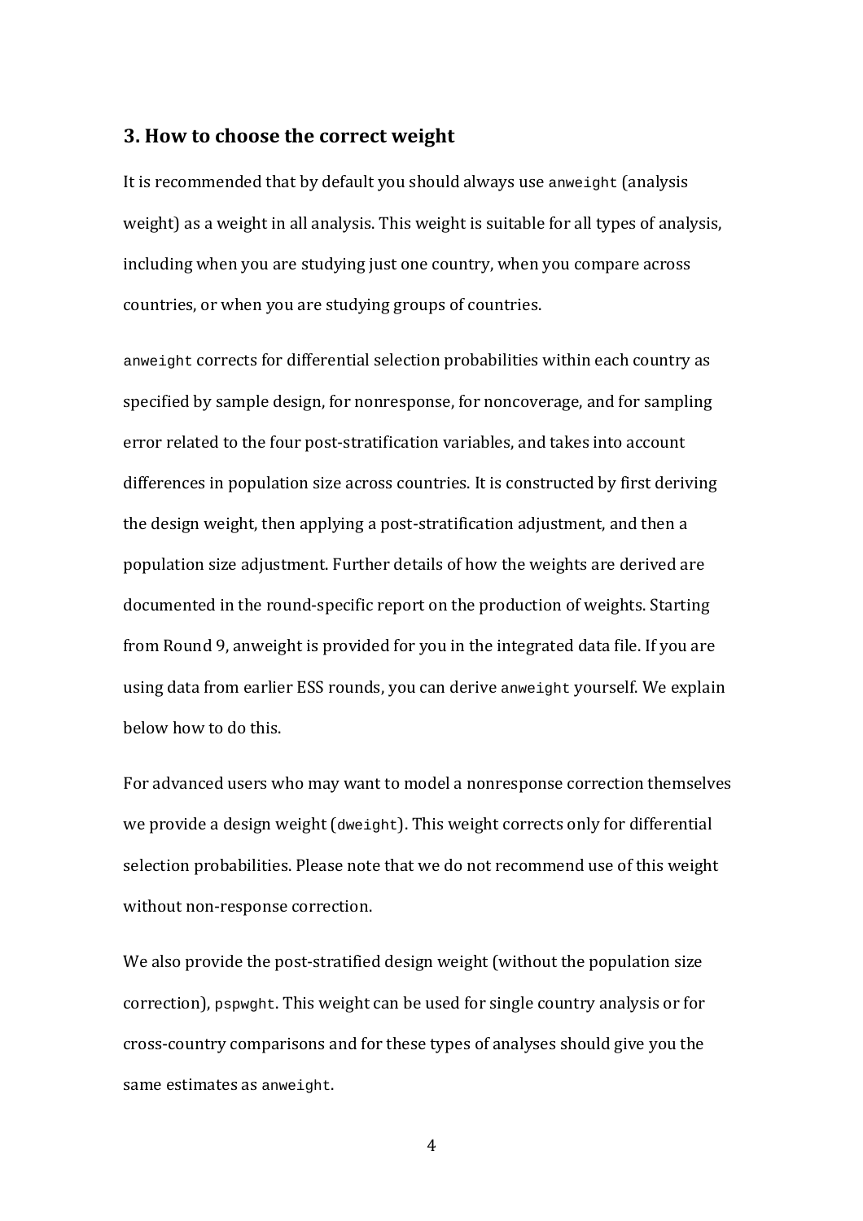## 3. How to choose the correct weight

It is recommended that by default you should always use `anweight` (analysis weight) as a weight in all analysis. This weight is suitable for all types of analysis, including when you are studying just one country, when you compare across countries, or when you are studying groups of countries.

`anweight` corrects for differential selection probabilities within each country as specified by sample design, for nonresponse, for noncoverage, and for sampling error related to the four post-stratification variables, and takes into account differences in population size across countries. It is constructed by first deriving the design weight, then applying a post-stratification adjustment, and then a population size adjustment. Further details of how the weights are derived are documented in the round-specific report on the production of weights. Starting from Round 9, anweight is provided for you in the integrated data file. If you are using data from earlier ESS rounds, you can derive `anweight` yourself. We explain below how to do this.

For advanced users who may want to model a nonresponse correction themselves we provide a design weight (`dweight`). This weight corrects only for differential selection probabilities. Please note that we do not recommend use of this weight without non-response correction.

We also provide the post-stratified design weight (without the population size correction), `pspwght`. This weight can be used for single country analysis or for cross-country comparisons and for these types of analyses should give you the same estimates as `anweight`.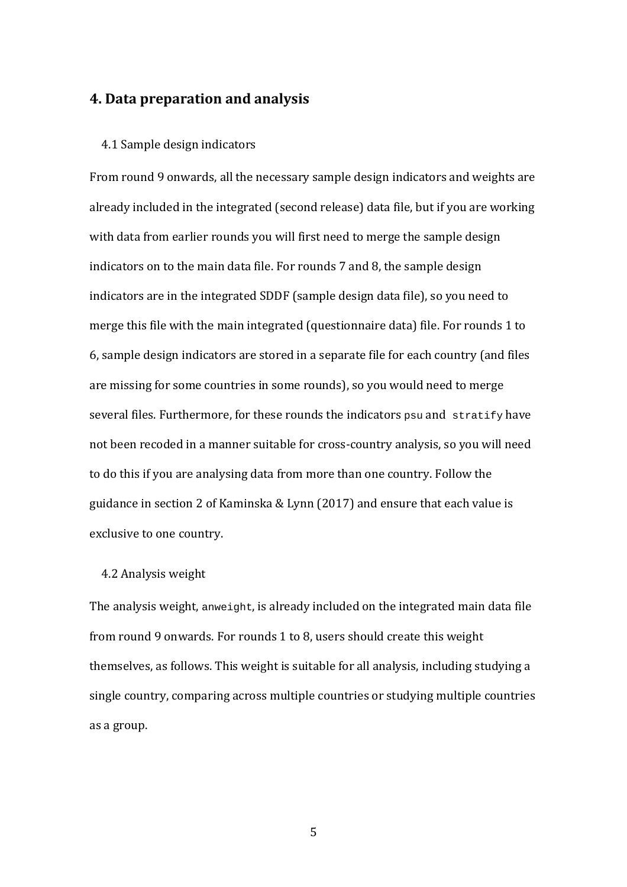## 4. Data preparation and analysis

### 4.1 Sample design indicators

From round 9 onwards, all the necessary sample design indicators and weights are already included in the integrated (second release) data file, but if you are working with data from earlier rounds you will first need to merge the sample design indicators on to the main data file. For rounds 7 and 8, the sample design indicators are in the integrated SDDF (sample design data file), so you need to merge this file with the main integrated (questionnaire data) file. For rounds 1 to 6, sample design indicators are stored in a separate file for each country (and files are missing for some countries in some rounds), so you would need to merge several files. Furthermore, for these rounds the indicators `psu` and `stratify` have not been recoded in a manner suitable for cross-country analysis, so you will need to do this if you are analysing data from more than one country. Follow the guidance in section 2 of Kaminska & Lynn (2017) and ensure that each value is exclusive to one country.

### 4.2 Analysis weight

The analysis weight, `anweight`, is already included on the integrated main data file from round 9 onwards. For rounds 1 to 8, users should create this weight themselves, as follows. This weight is suitable for all analysis, including studying a single country, comparing across multiple countries or studying multiple countries as a group.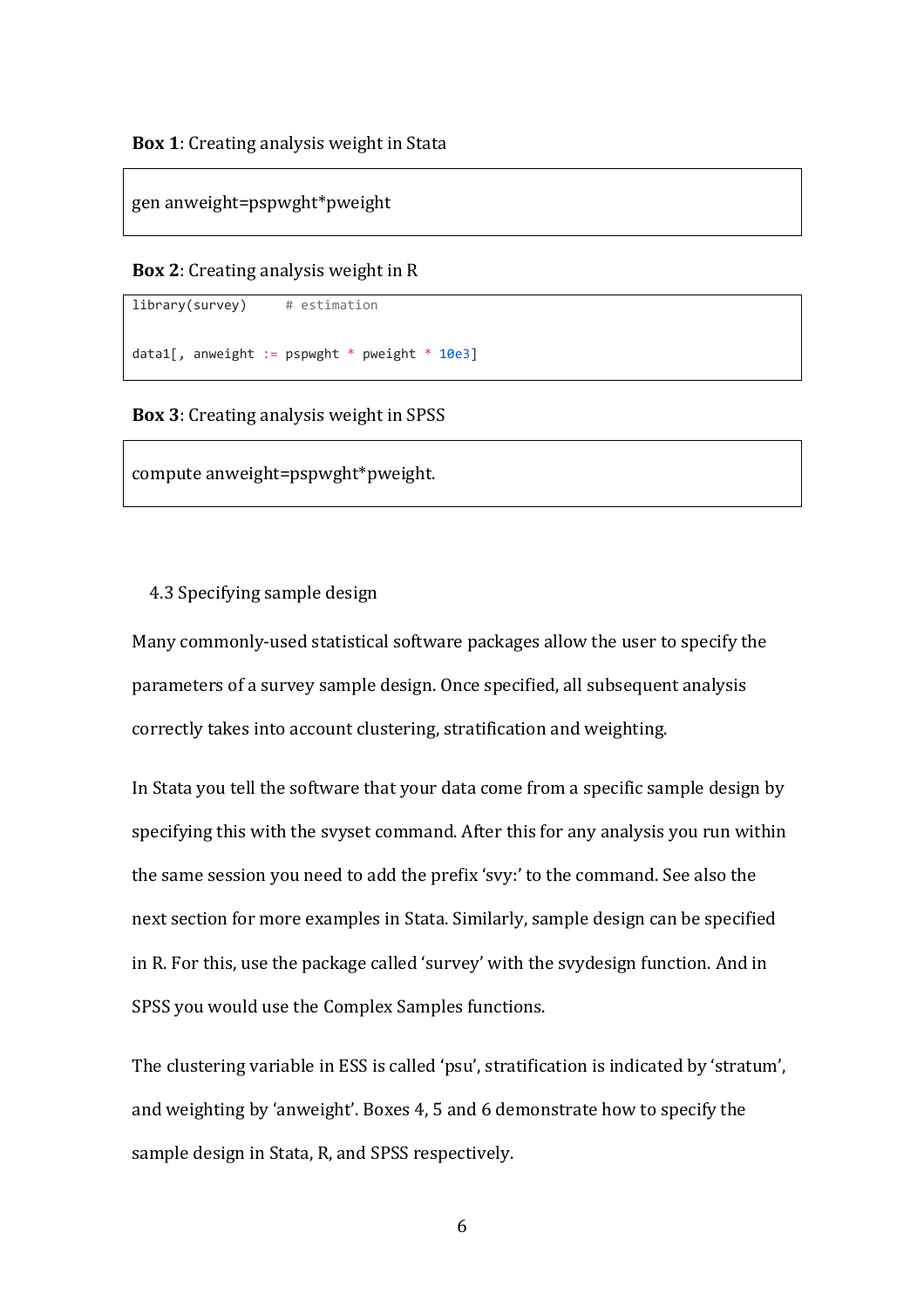**Box 1**: Creating analysis weight in Stata

```
gen anweight=pspwght*pweight
```

**Box 2**: Creating analysis weight in R

```
library(survey)     # estimation

data1[, anweight := pspwght * pweight * 10e3]
```

**Box 3**: Creating analysis weight in SPSS

```
compute anweight=pspwght*pweight.
```

### 4.3 Specifying sample design

Many commonly-used statistical software packages allow the user to specify the parameters of a survey sample design. Once specified, all subsequent analysis correctly takes into account clustering, stratification and weighting.

In Stata you tell the software that your data come from a specific sample design by specifying this with the svyset command. After this for any analysis you run within the same session you need to add the prefix 'svy:' to the command. See also the next section for more examples in Stata. Similarly, sample design can be specified in R. For this, use the package called 'survey' with the svydesign function. And in SPSS you would use the Complex Samples functions.

The clustering variable in ESS is called 'psu', stratification is indicated by 'stratum', and weighting by 'anweight'. Boxes 4, 5 and 6 demonstrate how to specify the sample design in Stata, R, and SPSS respectively.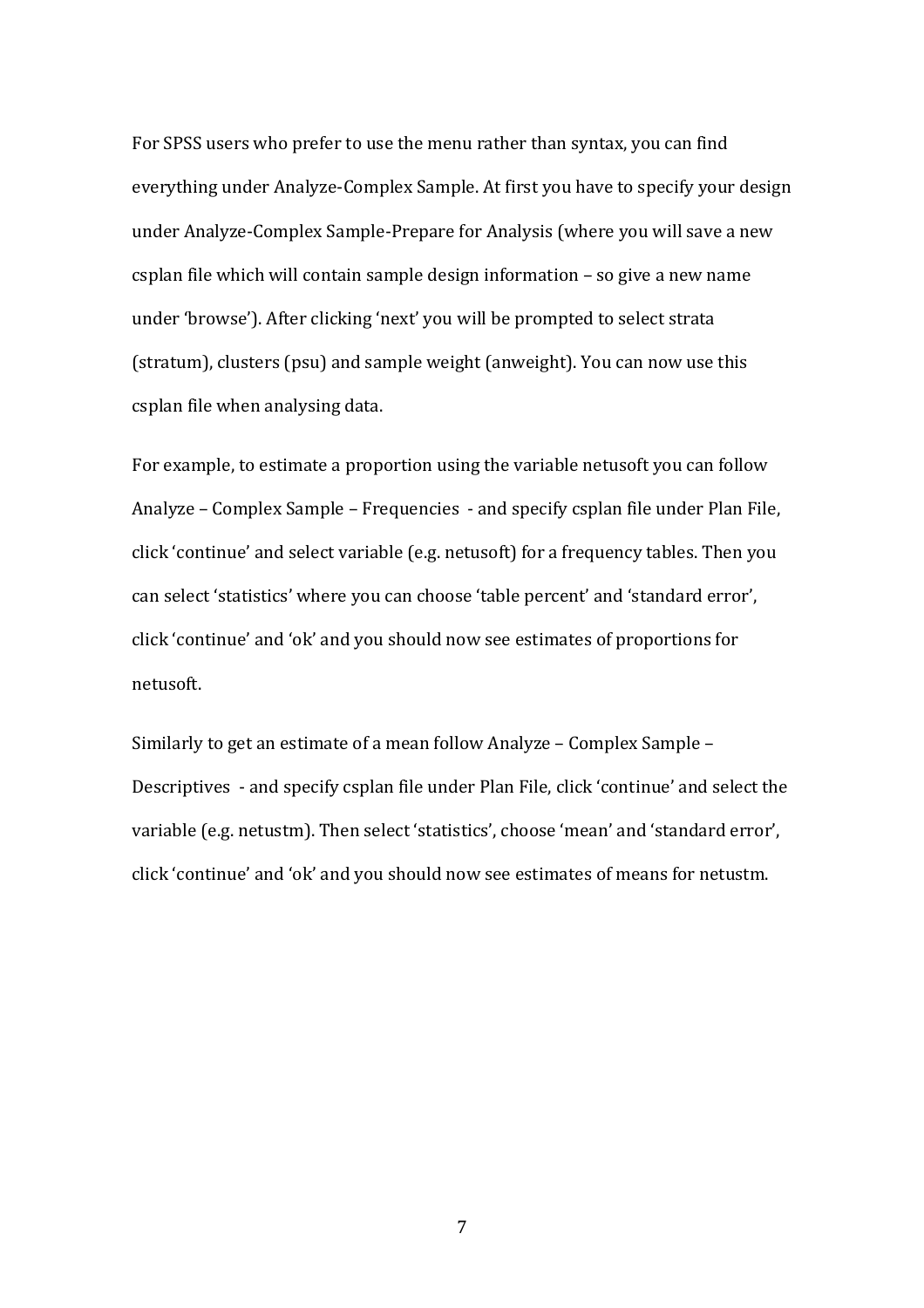For SPSS users who prefer to use the menu rather than syntax, you can find everything under Analyze-Complex Sample. At first you have to specify your design under Analyze-Complex Sample-Prepare for Analysis (where you will save a new csplan file which will contain sample design information – so give a new name under 'browse'). After clicking 'next' you will be prompted to select strata (stratum), clusters (psu) and sample weight (anweight). You can now use this csplan file when analysing data.

For example, to estimate a proportion using the variable netusoft you can follow Analyze – Complex Sample – Frequencies - and specify csplan file under Plan File, click 'continue' and select variable (e.g. netusoft) for a frequency tables. Then you can select 'statistics' where you can choose 'table percent' and 'standard error', click 'continue' and 'ok' and you should now see estimates of proportions for netusoft.

Similarly to get an estimate of a mean follow Analyze – Complex Sample – Descriptives - and specify csplan file under Plan File, click 'continue' and select the variable (e.g. netustm). Then select 'statistics', choose 'mean' and 'standard error', click 'continue' and 'ok' and you should now see estimates of means for netustm.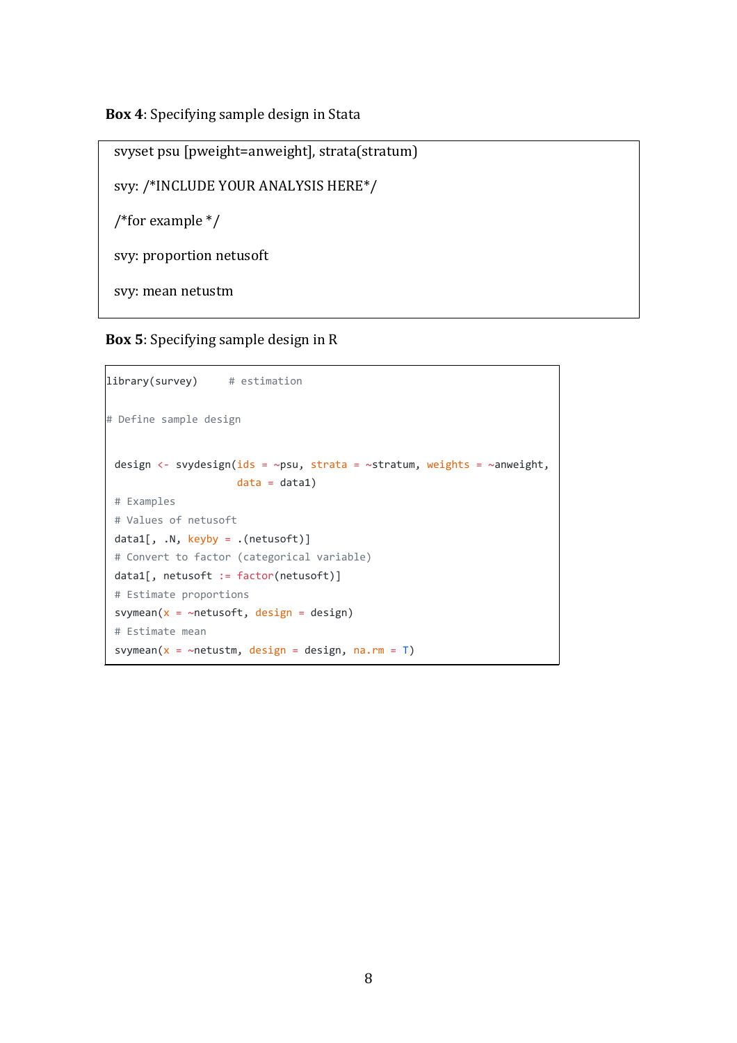**Box 4**: Specifying sample design in Stata

```
svyset psu [pweight=anweight], strata(stratum)

svy: /*INCLUDE YOUR ANALYSIS HERE*/

/*for example */

svy: proportion netusoft

svy: mean netustm
```

**Box 5**: Specifying sample design in R

```
library(survey)     # estimation

# Define sample design

 design <- svydesign(ids = ~psu, strata = ~stratum, weights = ~anweight,
                     data = data1)
 # Examples
 # Values of netusoft
 data1[, .N, keyby = .(netusoft)]
 # Convert to factor (categorical variable)
 data1[, netusoft := factor(netusoft)]
 # Estimate proportions
 svymean(x = ~netusoft, design = design)
 # Estimate mean
 svymean(x = ~netustm, design = design, na.rm = T)
```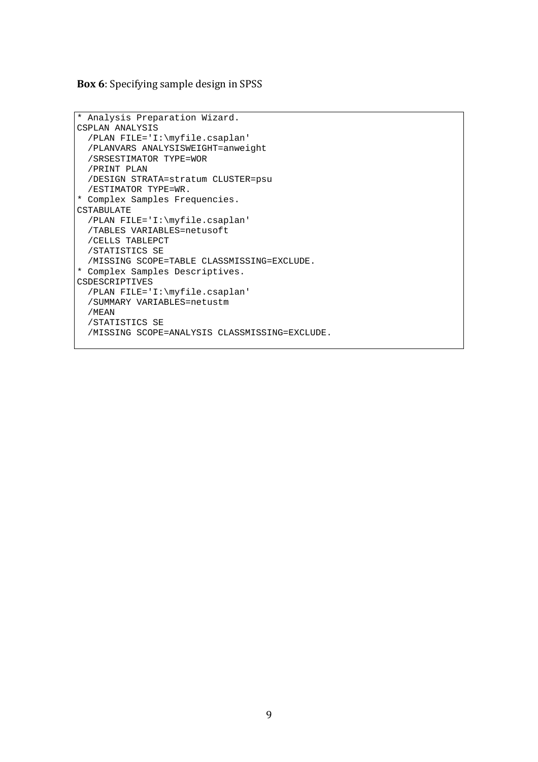**Box 6**: Specifying sample design in SPSS

```
* Analysis Preparation Wizard.
CSPLAN ANALYSIS
  /PLAN FILE='I:\myfile.csaplan'
  /PLANVARS ANALYSISWEIGHT=anweight
  /SRSESTIMATOR TYPE=WOR
  /PRINT PLAN
  /DESIGN STRATA=stratum CLUSTER=psu
  /ESTIMATOR TYPE=WR.
* Complex Samples Frequencies.
CSTABULATE
  /PLAN FILE='I:\myfile.csaplan'
  /TABLES VARIABLES=netusoft
  /CELLS TABLEPCT
  /STATISTICS SE
  /MISSING SCOPE=TABLE CLASSMISSING=EXCLUDE.
* Complex Samples Descriptives.
CSDESCRIPTIVES
  /PLAN FILE='I:\myfile.csaplan'
  /SUMMARY VARIABLES=netustm
  /MEAN
  /STATISTICS SE
  /MISSING SCOPE=ANALYSIS CLASSMISSING=EXCLUDE.
```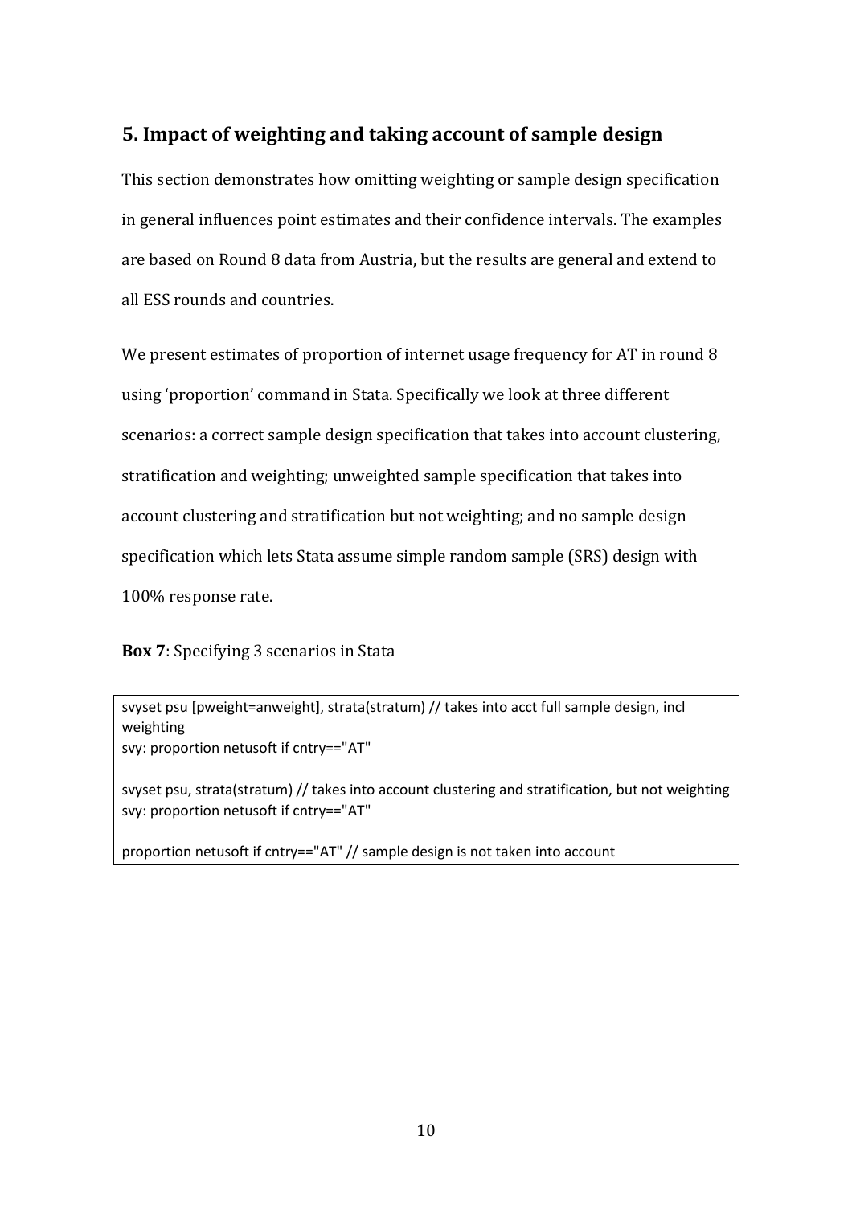## 5. Impact of weighting and taking account of sample design

This section demonstrates how omitting weighting or sample design specification in general influences point estimates and their confidence intervals. The examples are based on Round 8 data from Austria, but the results are general and extend to all ESS rounds and countries.

We present estimates of proportion of internet usage frequency for AT in round 8 using 'proportion' command in Stata. Specifically we look at three different scenarios: a correct sample design specification that takes into account clustering, stratification and weighting; unweighted sample specification that takes into account clustering and stratification but not weighting; and no sample design specification which lets Stata assume simple random sample (SRS) design with 100% response rate.

**Box 7**: Specifying 3 scenarios in Stata

```
svyset psu [pweight=anweight], strata(stratum) // takes into acct full sample design, incl weighting
svy: proportion netusoft if cntry=="AT"

svyset psu, strata(stratum) // takes into account clustering and stratification, but not weighting
svy: proportion netusoft if cntry=="AT"

proportion netusoft if cntry=="AT" // sample design is not taken into account
```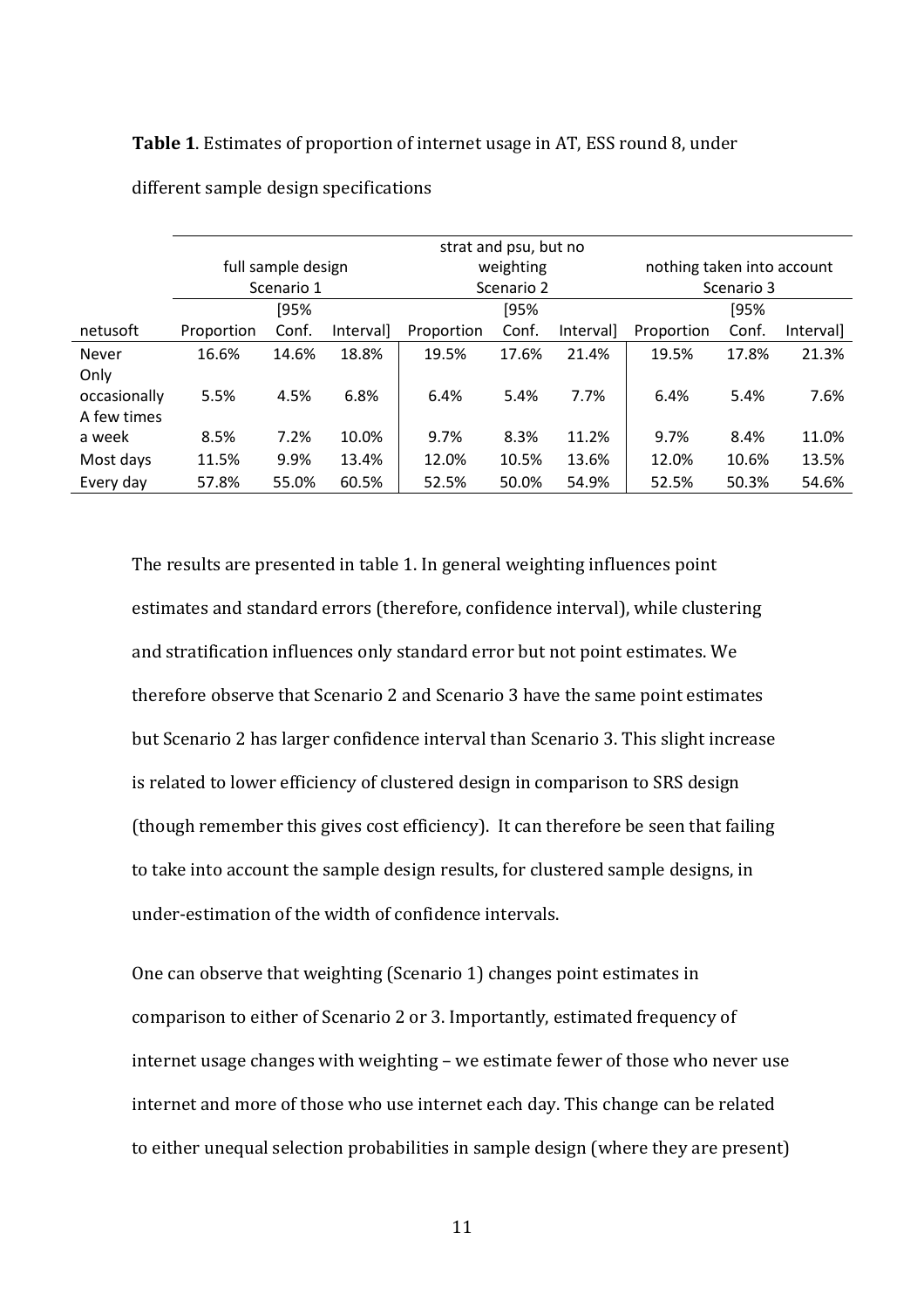**Table 1**. Estimates of proportion of internet usage in AT, ESS round 8, under different sample design specifications

| | full sample design Scenario 1 | | | strat and psu, but no weighting Scenario 2 | | | nothing taken into account Scenario 3 | | |
|---|---|---|---|---|---|---|---|---|---|
| netusoft | Proportion | [95% Conf. | Interval] | Proportion | [95% Conf. | Interval] | Proportion | [95% Conf. | Interval] |
| Never | 16.6% | 14.6% | 18.8% | 19.5% | 17.6% | 21.4% | 19.5% | 17.8% | 21.3% |
| Only occasionally | 5.5% | 4.5% | 6.8% | 6.4% | 5.4% | 7.7% | 6.4% | 5.4% | 7.6% |
| A few times a week | 8.5% | 7.2% | 10.0% | 9.7% | 8.3% | 11.2% | 9.7% | 8.4% | 11.0% |
| Most days | 11.5% | 9.9% | 13.4% | 12.0% | 10.5% | 13.6% | 12.0% | 10.6% | 13.5% |
| Every day | 57.8% | 55.0% | 60.5% | 52.5% | 50.0% | 54.9% | 52.5% | 50.3% | 54.6% |

The results are presented in table 1. In general weighting influences point estimates and standard errors (therefore, confidence interval), while clustering and stratification influences only standard error but not point estimates. We therefore observe that Scenario 2 and Scenario 3 have the same point estimates but Scenario 2 has larger confidence interval than Scenario 3. This slight increase is related to lower efficiency of clustered design in comparison to SRS design (though remember this gives cost efficiency). It can therefore be seen that failing to take into account the sample design results, for clustered sample designs, in under-estimation of the width of confidence intervals.

One can observe that weighting (Scenario 1) changes point estimates in comparison to either of Scenario 2 or 3. Importantly, estimated frequency of internet usage changes with weighting – we estimate fewer of those who never use internet and more of those who use internet each day. This change can be related to either unequal selection probabilities in sample design (where they are present)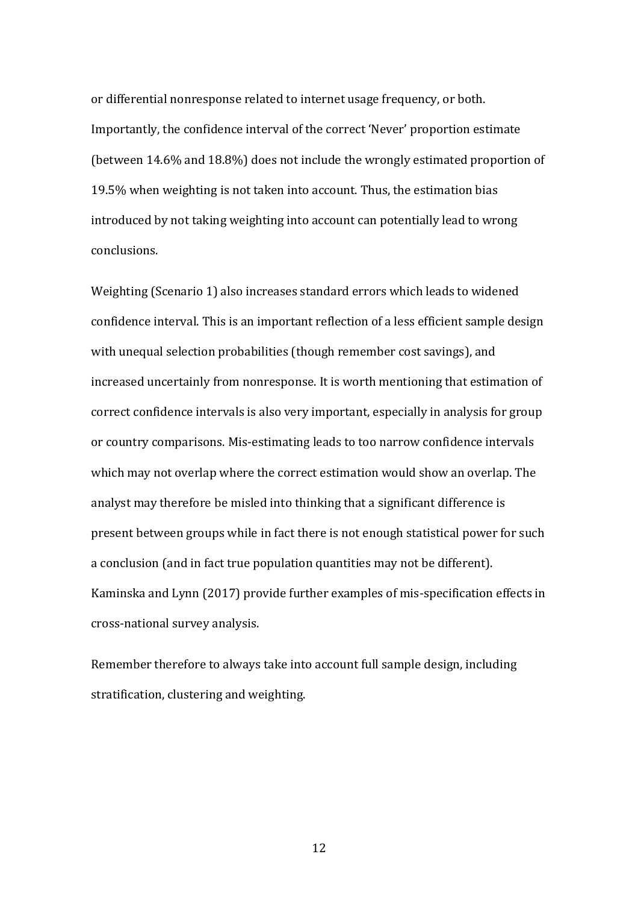or differential nonresponse related to internet usage frequency, or both. Importantly, the confidence interval of the correct 'Never' proportion estimate (between 14.6% and 18.8%) does not include the wrongly estimated proportion of 19.5% when weighting is not taken into account. Thus, the estimation bias introduced by not taking weighting into account can potentially lead to wrong conclusions.

Weighting (Scenario 1) also increases standard errors which leads to widened confidence interval. This is an important reflection of a less efficient sample design with unequal selection probabilities (though remember cost savings), and increased uncertainly from nonresponse. It is worth mentioning that estimation of correct confidence intervals is also very important, especially in analysis for group or country comparisons. Mis-estimating leads to too narrow confidence intervals which may not overlap where the correct estimation would show an overlap. The analyst may therefore be misled into thinking that a significant difference is present between groups while in fact there is not enough statistical power for such a conclusion (and in fact true population quantities may not be different). Kaminska and Lynn (2017) provide further examples of mis-specification effects in cross-national survey analysis.

Remember therefore to always take into account full sample design, including stratification, clustering and weighting.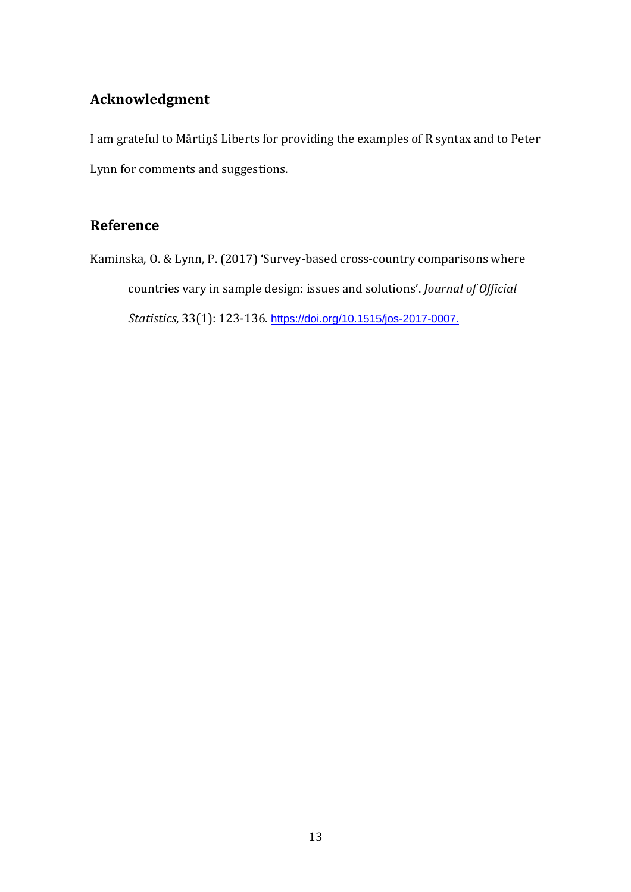## Acknowledgment

I am grateful to Mārtiņš Liberts for providing the examples of R syntax and to Peter Lynn for comments and suggestions.

## Reference

Kaminska, O. & Lynn, P. (2017) 'Survey-based cross-country comparisons where countries vary in sample design: issues and solutions'. *Journal of Official Statistics*, 33(1): 123-136. https://doi.org/10.1515/jos-2017-0007.